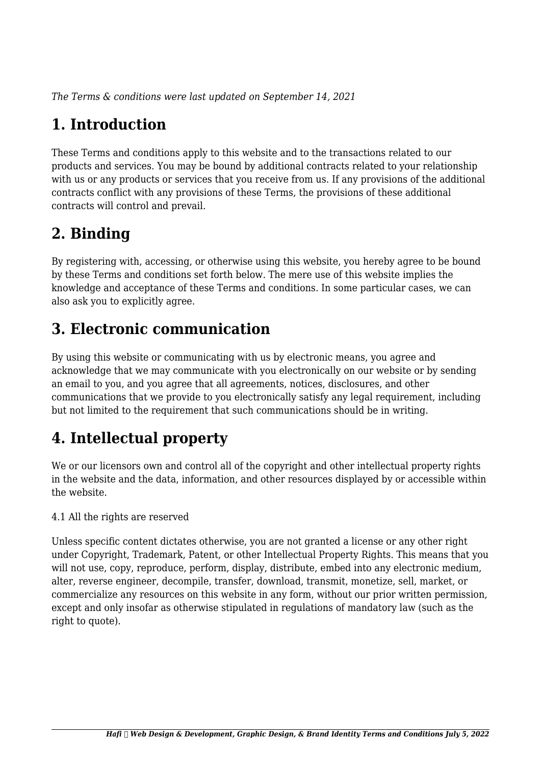*The Terms & conditions were last updated on September 14, 2021*

# 1. Introduction

These Terms and conditions apply to this website and to the transactions related to our products and services. You may be bound by additional contracts related to your relationship with us or any products or services that you receive from us. If any provisions of the additional contracts conflict with any provisions of these Terms, the provisions of these additional contracts will control and prevail.

# 2. Binding

By registering with, accessing, or otherwise using this website, you hereby agree to be bound by these Terms and conditions set forth below. The mere use of this website implies the knowledge and acceptance of these Terms and conditions. In some particular cases, we can also ask you to explicitly agree.

# 3. Electronic communication

By using this website or communicating with us by electronic means, you agree and acknowledge that we may communicate with you electronically on our website or by sending an email to you, and you agree that all agreements, notices, disclosures, and other communications that we provide to you electronically satisfy any legal requirement, including but not limited to the requirement that such communications should be in writing.

# 4. Intellectual property

We or our licensors own and control all of the copyright and other intellectual property rights in the website and the data, information, and other resources displayed by or accessible within the website.

4.1 All the rights are reserved

Unless specific content dictates otherwise, you are not granted a license or any other right under Copyright, Trademark, Patent, or other Intellectual Property Rights. This means that you will not use, copy, reproduce, perform, display, distribute, embed into any electronic medium, alter, reverse engineer, decompile, transfer, download, transmit, monetize, sell, market, or commercialize any resources on this website in any form, without our prior written permission, except and only insofar as otherwise stipulated in regulations of mandatory law (such as the right to quote).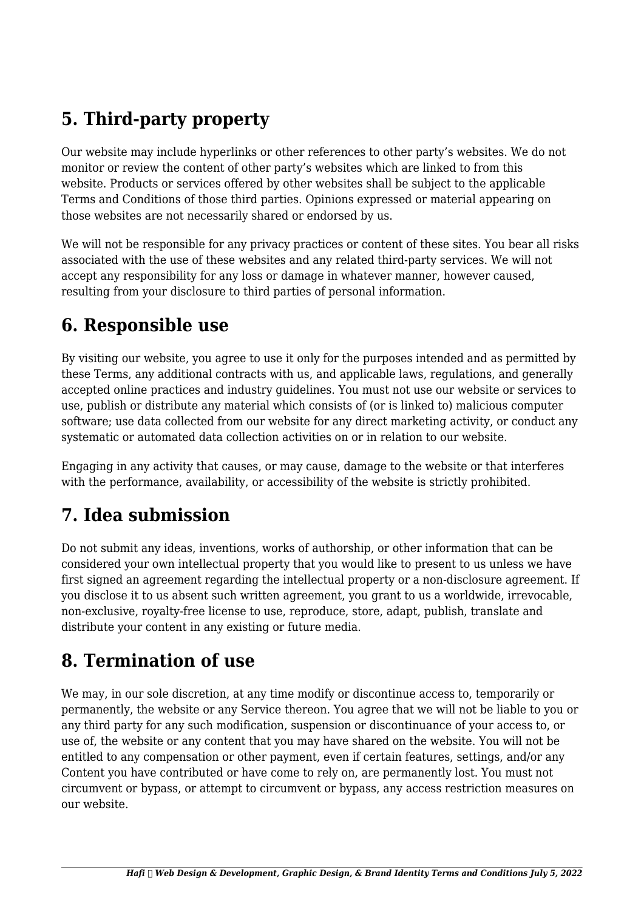## 5. Third-party property

Our website may include hyperlinks or other references to other party's websites. We do not monitor or review the content of other party's websites which are linked to from this website. Products or services offered by other websites shall be subject to the applicable Terms and Conditions of those third parties. Opinions expressed or material appearing on those websites are not necessarily shared or endorsed by us.

We will not be responsible for any privacy practices or content of these sites. You bear all risks associated with the use of these websites and any related third-party services. We will not accept any responsibility for any loss or damage in whatever manner, however caused, resulting from your disclosure to third parties of personal information.

## 6. Responsible use

By visiting our website, you agree to use it only for the purposes intended and as permitted by these Terms, any additional contracts with us, and applicable laws, regulations, and generally accepted online practices and industry guidelines. You must not use our website or services to use, publish or distribute any material which consists of (or is linked to) malicious computer software; use data collected from our website for any direct marketing activity, or conduct any systematic or automated data collection activities on or in relation to our website.

Engaging in any activity that causes, or may cause, damage to the website or that interferes with the performance, availability, or accessibility of the website is strictly prohibited.

## 7. Idea submission

Do not submit any ideas, inventions, works of authorship, or other information that can be considered your own intellectual property that you would like to present to us unless we have first signed an agreement regarding the intellectual property or a non-disclosure agreement. If you disclose it to us absent such written agreement, you grant to us a worldwide, irrevocable, non-exclusive, royalty-free license to use, reproduce, store, adapt, publish, translate and distribute your content in any existing or future media.

## 8. Termination of use

We may, in our sole discretion, at any time modify or discontinue access to, temporarily or permanently, the website or any Service thereon. You agree that we will not be liable to you or any third party for any such modification, suspension or discontinuance of your access to, or use of, the website or any content that you may have shared on the website. You will not be entitled to any compensation or other payment, even if certain features, settings, and/or any Content you have contributed or have come to rely on, are permanently lost. You must not circumvent or bypass, or attempt to circumvent or bypass, any access restriction measures on our website.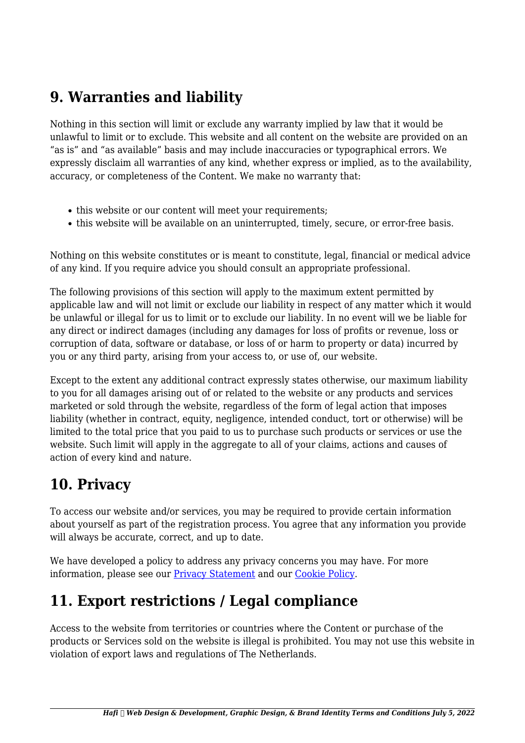## 9. Warranties and liability

Nothing in this section will limit or exclude any warranty implied by law that it would be unlawful to limit or to exclude. This website and all content on the website are provided on an "as is" and "as available" basis and may include inaccuracies or typographical errors. We expressly disclaim all warranties of any kind, whether express or implied, as to the availability, accuracy, or completeness of the Content. We make no warranty that:

- this website or our content will meet your requirements;
- this website will be available on an uninterrupted, timely, secure, or error-free basis.

Nothing on this website constitutes or is meant to constitute, legal, financial or medical advice of any kind. If you require advice you should consult an appropriate professional.

The following provisions of this section will apply to the maximum extent permitted by applicable law and will not limit or exclude our liability in respect of any matter which it would be unlawful or illegal for us to limit or to exclude our liability. In no event will we be liable for any direct or indirect damages (including any damages for loss of profits or revenue, loss or corruption of data, software or database, or loss of or harm to property or data) incurred by you or any third party, arising from your access to, or use of, our website.

Except to the extent any additional contract expressly states otherwise, our maximum liability to you for all damages arising out of or related to the website or any products and services marketed or sold through the website, regardless of the form of legal action that imposes liability (whether in contract, equity, negligence, intended conduct, tort or otherwise) will be limited to the total price that you paid to us to purchase such products or services or use the website. Such limit will apply in the aggregate to all of your claims, actions and causes of action of every kind and nature.

## 10. Privacy

To access our website and/or services, you may be required to provide certain information about yourself as part of the registration process. You agree that any information you provide will always be accurate, correct, and up to date.

We have developed a policy to address any privacy concerns you may have. For more information, please see our [Privacy Statement]() and our [Cookie Policy]().

## 11. Export restrictions / Legal compliance

Access to the website from territories or countries where the Content or purchase of the products or Services sold on the website is illegal is prohibited. You may not use this website in violation of export laws and regulations of The Netherlands.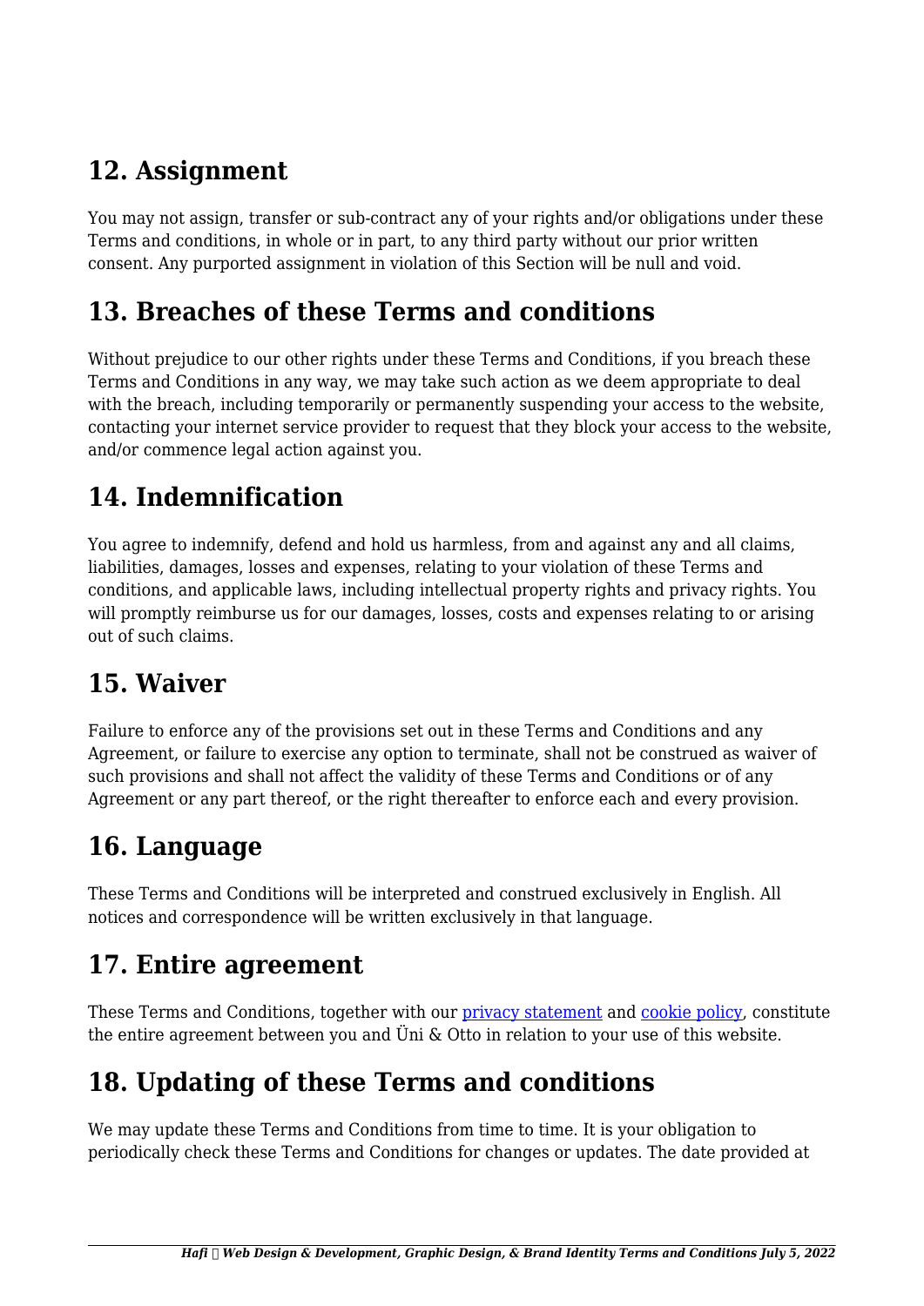## 12. Assignment

You may not assign, transfer or sub-contract any of your rights and/or obligations under these Terms and conditions, in whole or in part, to any third party without our prior written consent. Any purported assignment in violation of this Section will be null and void.

## 13. Breaches of these Terms and conditions

Without prejudice to our other rights under these Terms and Conditions, if you breach these Terms and Conditions in any way, we may take such action as we deem appropriate to deal with the breach, including temporarily or permanently suspending your access to the website, contacting your internet service provider to request that they block your access to the website, and/or commence legal action against you.

## 14. Indemnification

You agree to indemnify, defend and hold us harmless, from and against any and all claims, liabilities, damages, losses and expenses, relating to your violation of these Terms and conditions, and applicable laws, including intellectual property rights and privacy rights. You will promptly reimburse us for our damages, losses, costs and expenses relating to or arising out of such claims.

## 15. Waiver

Failure to enforce any of the provisions set out in these Terms and Conditions and any Agreement, or failure to exercise any option to terminate, shall not be construed as waiver of such provisions and shall not affect the validity of these Terms and Conditions or of any Agreement or any part thereof, or the right thereafter to enforce each and every provision.

## 16. Language

These Terms and Conditions will be interpreted and construed exclusively in English. All notices and correspondence will be written exclusively in that language.

## 17. Entire agreement

These Terms and Conditions, together with our privacy statement and cookie policy, constitute the entire agreement between you and Üni & Otto in relation to your use of this website.

## 18. Updating of these Terms and conditions

We may update these Terms and Conditions from time to time. It is your obligation to periodically check these Terms and Conditions for changes or updates. The date provided at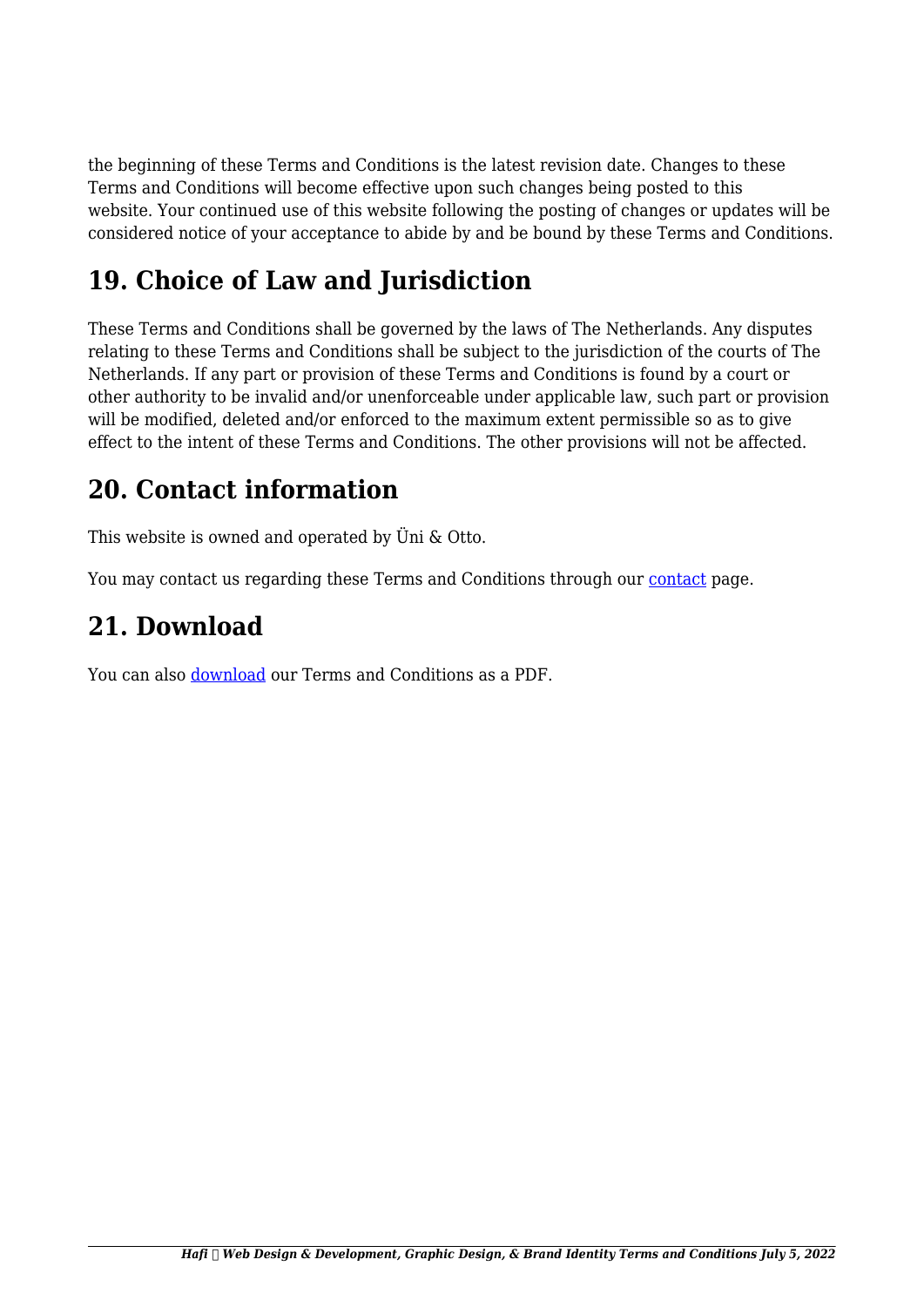the beginning of these Terms and Conditions is the latest revision date. Changes to these Terms and Conditions will become effective upon such changes being posted to this website. Your continued use of this website following the posting of changes or updates will be considered notice of your acceptance to abide by and be bound by these Terms and Conditions.

## 19. Choice of Law and Jurisdiction

These Terms and Conditions shall be governed by the laws of The Netherlands. Any disputes relating to these Terms and Conditions shall be subject to the jurisdiction of the courts of The Netherlands. If any part or provision of these Terms and Conditions is found by a court or other authority to be invalid and/or unenforceable under applicable law, such part or provision will be modified, deleted and/or enforced to the maximum extent permissible so as to give effect to the intent of these Terms and Conditions. The other provisions will not be affected.

## 20. Contact information

This website is owned and operated by Üni & Otto.

You may contact us regarding these Terms and Conditions through our contact page.

## 21. Download

You can also download our Terms and Conditions as a PDF.